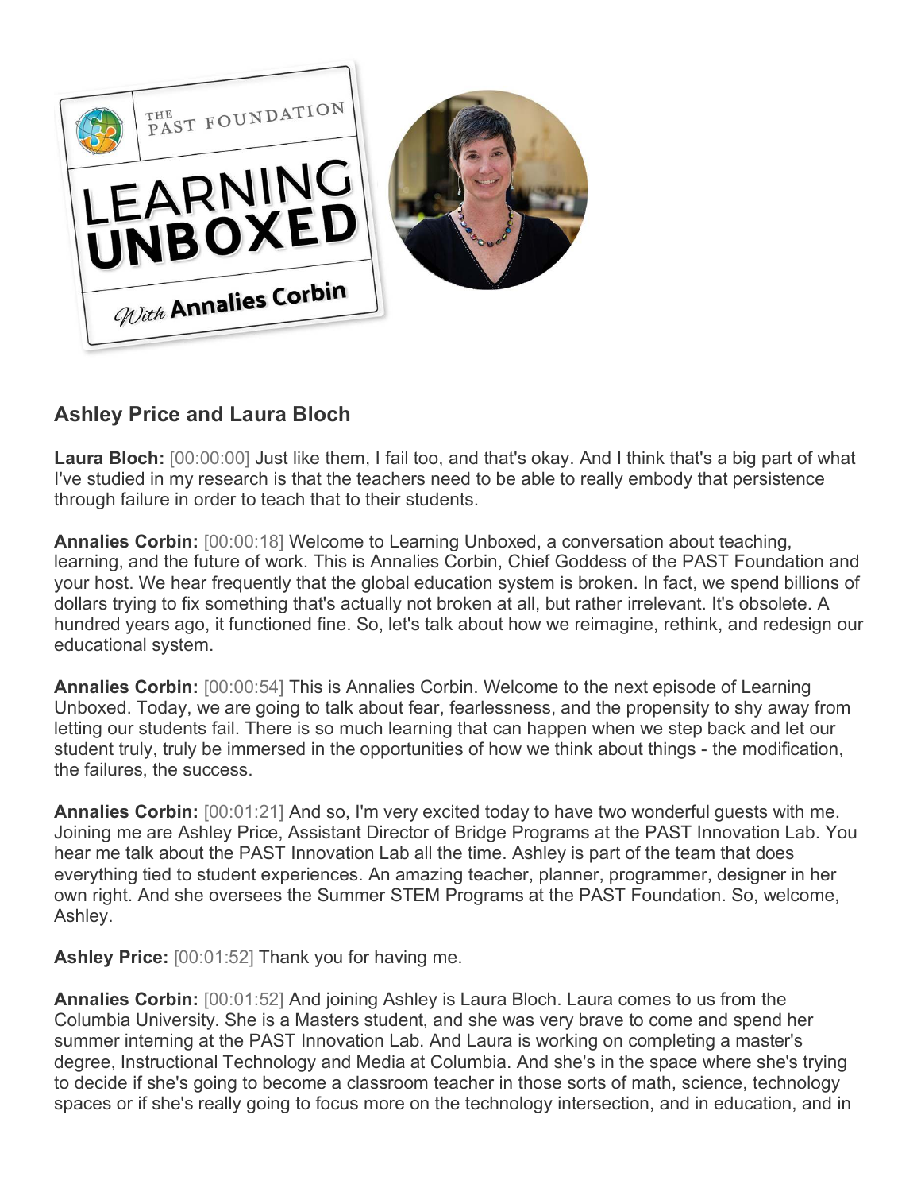## Ashley Price and Laura Bloch

**Laura Bloch:** [00:00:00] Just like them, I fail too, and that's okay. And I think that's a big part of what I've studied in my research is that the teachers need to be able to really embody that persistence through failure in order to teach that to their students.

**Annalies Corbin:** [00:00:18] Welcome to Learning Unboxed, a conversation about teaching, learning, and the future of work. This is Annalies Corbin, Chief Goddess of the PAST Foundation and your host. We hear frequently that the global education system is broken. In fact, we spend billions of dollars trying to fix something that's actually not broken at all, but rather irrelevant. It's obsolete. A hundred years ago, it functioned fine. So, let's talk about how we reimagine, rethink, and redesign our educational system.

**Annalies Corbin:** [00:00:54] This is Annalies Corbin. Welcome to the next episode of Learning Unboxed. Today, we are going to talk about fear, fearlessness, and the propensity to shy away from letting our students fail. There is so much learning that can happen when we step back and let our student truly, truly be immersed in the opportunities of how we think about things - the modification, the failures, the success.

**Annalies Corbin:** [00:01:21] And so, I'm very excited today to have two wonderful guests with me. Joining me are Ashley Price, Assistant Director of Bridge Programs at the PAST Innovation Lab. You hear me talk about the PAST Innovation Lab all the time. Ashley is part of the team that does everything tied to student experiences. An amazing teacher, planner, programmer, designer in her own right. And she oversees the Summer STEM Programs at the PAST Foundation. So, welcome, Ashley.

**Ashley Price:** [00:01:52] Thank you for having me.

**Annalies Corbin:** [00:01:52] And joining Ashley is Laura Bloch. Laura comes to us from the Columbia University. She is a Masters student, and she was very brave to come and spend her summer interning at the PAST Innovation Lab. And Laura is working on completing a master's degree, Instructional Technology and Media at Columbia. And she's in the space where she's trying to decide if she's going to become a classroom teacher in those sorts of math, science, technology spaces or if she's really going to focus more on the technology intersection, and in education, and in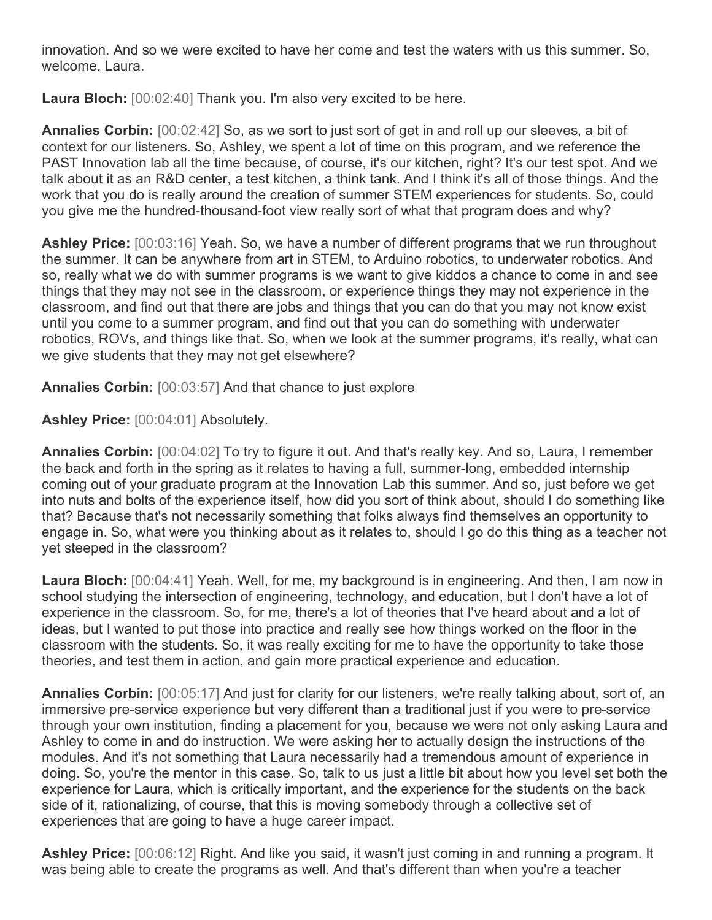innovation. And so we were excited to have her come and test the waters with us this summer. So, welcome, Laura.

**Laura Bloch:** [00:02:40] Thank you. I'm also very excited to be here.

**Annalies Corbin:** [00:02:42] So, as we sort to just sort of get in and roll up our sleeves, a bit of context for our listeners. So, Ashley, we spent a lot of time on this program, and we reference the PAST Innovation lab all the time because, of course, it's our kitchen, right? It's our test spot. And we talk about it as an R&D center, a test kitchen, a think tank. And I think it's all of those things. And the work that you do is really around the creation of summer STEM experiences for students. So, could you give me the hundred-thousand-foot view really sort of what that program does and why?

**Ashley Price:** [00:03:16] Yeah. So, we have a number of different programs that we run throughout the summer. It can be anywhere from art in STEM, to Arduino robotics, to underwater robotics. And so, really what we do with summer programs is we want to give kiddos a chance to come in and see things that they may not see in the classroom, or experience things they may not experience in the classroom, and find out that there are jobs and things that you can do that you may not know exist until you come to a summer program, and find out that you can do something with underwater robotics, ROVs, and things like that. So, when we look at the summer programs, it's really, what can we give students that they may not get elsewhere?

**Annalies Corbin:** [00:03:57] And that chance to just explore

**Ashley Price:** [00:04:01] Absolutely.

**Annalies Corbin:** [00:04:02] To try to figure it out. And that's really key. And so, Laura, I remember the back and forth in the spring as it relates to having a full, summer-long, embedded internship coming out of your graduate program at the Innovation Lab this summer. And so, just before we get into nuts and bolts of the experience itself, how did you sort of think about, should I do something like that? Because that's not necessarily something that folks always find themselves an opportunity to engage in. So, what were you thinking about as it relates to, should I go do this thing as a teacher not yet steeped in the classroom?

**Laura Bloch:** [00:04:41] Yeah. Well, for me, my background is in engineering. And then, I am now in school studying the intersection of engineering, technology, and education, but I don't have a lot of experience in the classroom. So, for me, there's a lot of theories that I've heard about and a lot of ideas, but I wanted to put those into practice and really see how things worked on the floor in the classroom with the students. So, it was really exciting for me to have the opportunity to take those theories, and test them in action, and gain more practical experience and education.

**Annalies Corbin:** [00:05:17] And just for clarity for our listeners, we're really talking about, sort of, an immersive pre-service experience but very different than a traditional just if you were to pre-service through your own institution, finding a placement for you, because we were not only asking Laura and Ashley to come in and do instruction. We were asking her to actually design the instructions of the modules. And it's not something that Laura necessarily had a tremendous amount of experience in doing. So, you're the mentor in this case. So, talk to us just a little bit about how you level set both the experience for Laura, which is critically important, and the experience for the students on the back side of it, rationalizing, of course, that this is moving somebody through a collective set of experiences that are going to have a huge career impact.

**Ashley Price:** [00:06:12] Right. And like you said, it wasn't just coming in and running a program. It was being able to create the programs as well. And that's different than when you're a teacher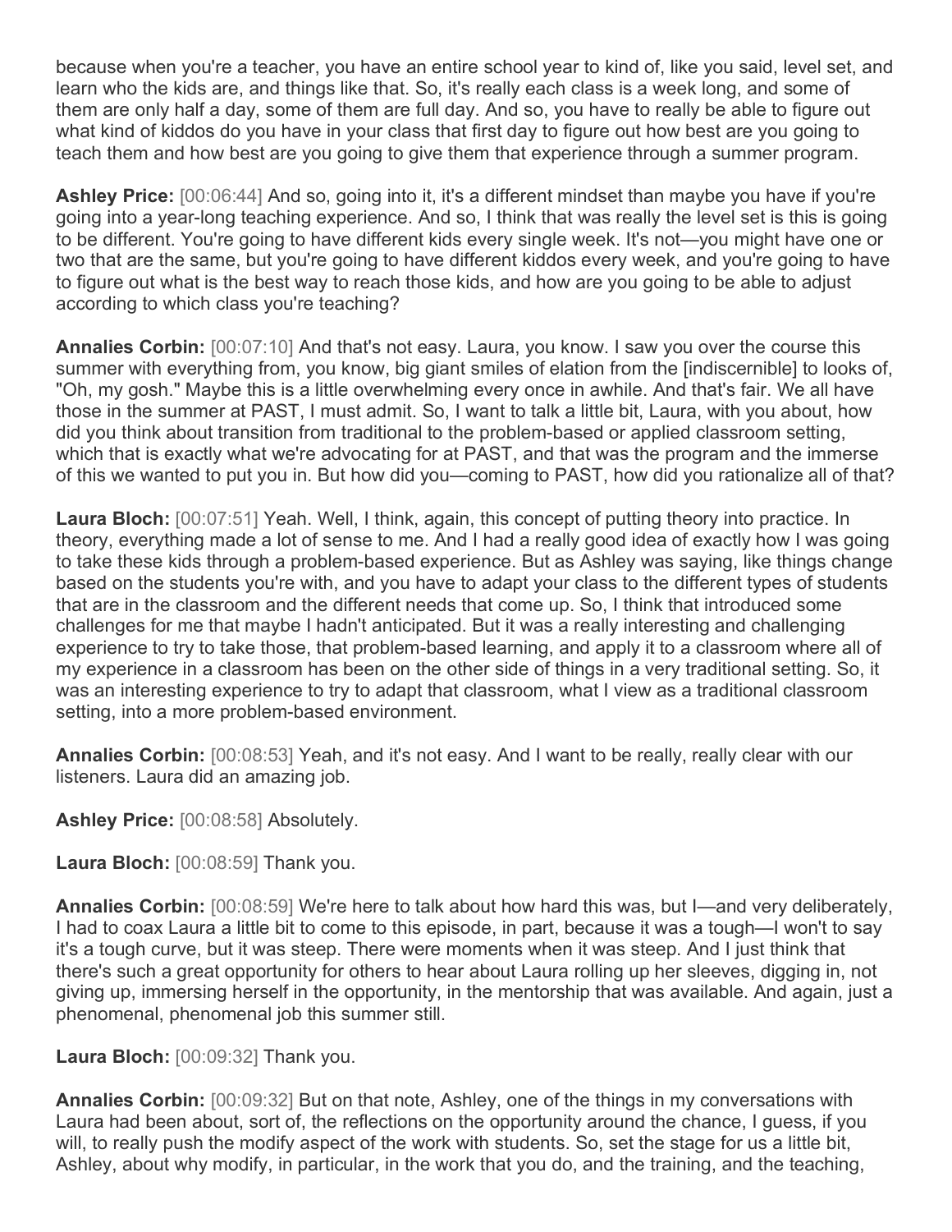because when you're a teacher, you have an entire school year to kind of, like you said, level set, and learn who the kids are, and things like that. So, it's really each class is a week long, and some of them are only half a day, some of them are full day. And so, you have to really be able to figure out what kind of kiddos do you have in your class that first day to figure out how best are you going to teach them and how best are you going to give them that experience through a summer program.

**Ashley Price:** [00:06:44] And so, going into it, it's a different mindset than maybe you have if you're going into a year-long teaching experience. And so, I think that was really the level set is this is going to be different. You're going to have different kids every single week. It's not—you might have one or two that are the same, but you're going to have different kiddos every week, and you're going to have to figure out what is the best way to reach those kids, and how are you going to be able to adjust according to which class you're teaching?

**Annalies Corbin:** [00:07:10] And that's not easy. Laura, you know. I saw you over the course this summer with everything from, you know, big giant smiles of elation from the [indiscernible] to looks of, "Oh, my gosh." Maybe this is a little overwhelming every once in awhile. And that's fair. We all have those in the summer at PAST, I must admit. So, I want to talk a little bit, Laura, with you about, how did you think about transition from traditional to the problem-based or applied classroom setting, which that is exactly what we're advocating for at PAST, and that was the program and the immerse of this we wanted to put you in. But how did you—coming to PAST, how did you rationalize all of that?

**Laura Bloch:** [00:07:51] Yeah. Well, I think, again, this concept of putting theory into practice. In theory, everything made a lot of sense to me. And I had a really good idea of exactly how I was going to take these kids through a problem-based experience. But as Ashley was saying, like things change based on the students you're with, and you have to adapt your class to the different types of students that are in the classroom and the different needs that come up. So, I think that introduced some challenges for me that maybe I hadn't anticipated. But it was a really interesting and challenging experience to try to take those, that problem-based learning, and apply it to a classroom where all of my experience in a classroom has been on the other side of things in a very traditional setting. So, it was an interesting experience to try to adapt that classroom, what I view as a traditional classroom setting, into a more problem-based environment.

**Annalies Corbin:** [00:08:53] Yeah, and it's not easy. And I want to be really, really clear with our listeners. Laura did an amazing job.

**Ashley Price:** [00:08:58] Absolutely.

**Laura Bloch:** [00:08:59] Thank you.

**Annalies Corbin:** [00:08:59] We're here to talk about how hard this was, but I—and very deliberately, I had to coax Laura a little bit to come to this episode, in part, because it was a tough—I won't to say it's a tough curve, but it was steep. There were moments when it was steep. And I just think that there's such a great opportunity for others to hear about Laura rolling up her sleeves, digging in, not giving up, immersing herself in the opportunity, in the mentorship that was available. And again, just a phenomenal, phenomenal job this summer still.

**Laura Bloch:** [00:09:32] Thank you.

**Annalies Corbin:** [00:09:32] But on that note, Ashley, one of the things in my conversations with Laura had been about, sort of, the reflections on the opportunity around the chance, I guess, if you will, to really push the modify aspect of the work with students. So, set the stage for us a little bit, Ashley, about why modify, in particular, in the work that you do, and the training, and the teaching,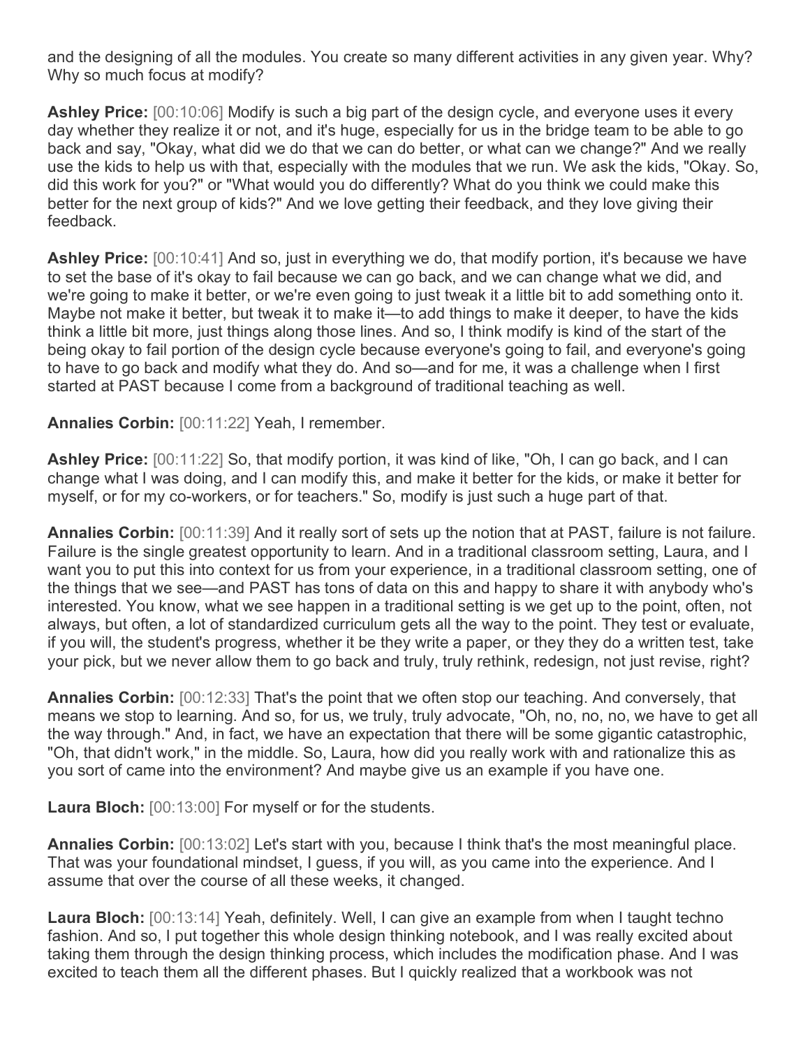and the designing of all the modules. You create so many different activities in any given year. Why? Why so much focus at modify?

**Ashley Price:** [00:10:06] Modify is such a big part of the design cycle, and everyone uses it every day whether they realize it or not, and it's huge, especially for us in the bridge team to be able to go back and say, "Okay, what did we do that we can do better, or what can we change?" And we really use the kids to help us with that, especially with the modules that we run. We ask the kids, "Okay. So, did this work for you?" or "What would you do differently? What do you think we could make this better for the next group of kids?" And we love getting their feedback, and they love giving their feedback.

**Ashley Price:** [00:10:41] And so, just in everything we do, that modify portion, it's because we have to set the base of it's okay to fail because we can go back, and we can change what we did, and we're going to make it better, or we're even going to just tweak it a little bit to add something onto it. Maybe not make it better, but tweak it to make it—to add things to make it deeper, to have the kids think a little bit more, just things along those lines. And so, I think modify is kind of the start of the being okay to fail portion of the design cycle because everyone's going to fail, and everyone's going to have to go back and modify what they do. And so—and for me, it was a challenge when I first started at PAST because I come from a background of traditional teaching as well.

**Annalies Corbin:** [00:11:22] Yeah, I remember.

**Ashley Price:** [00:11:22] So, that modify portion, it was kind of like, "Oh, I can go back, and I can change what I was doing, and I can modify this, and make it better for the kids, or make it better for myself, or for my co-workers, or for teachers." So, modify is just such a huge part of that.

**Annalies Corbin:** [00:11:39] And it really sort of sets up the notion that at PAST, failure is not failure. Failure is the single greatest opportunity to learn. And in a traditional classroom setting, Laura, and I want you to put this into context for us from your experience, in a traditional classroom setting, one of the things that we see—and PAST has tons of data on this and happy to share it with anybody who's interested. You know, what we see happen in a traditional setting is we get up to the point, often, not always, but often, a lot of standardized curriculum gets all the way to the point. They test or evaluate, if you will, the student's progress, whether it be they write a paper, or they they do a written test, take your pick, but we never allow them to go back and truly, truly rethink, redesign, not just revise, right?

**Annalies Corbin:** [00:12:33] That's the point that we often stop our teaching. And conversely, that means we stop to learning. And so, for us, we truly, truly advocate, "Oh, no, no, no, we have to get all the way through." And, in fact, we have an expectation that there will be some gigantic catastrophic, "Oh, that didn't work," in the middle. So, Laura, how did you really work with and rationalize this as you sort of came into the environment? And maybe give us an example if you have one.

**Laura Bloch:** [00:13:00] For myself or for the students.

**Annalies Corbin:** [00:13:02] Let's start with you, because I think that's the most meaningful place. That was your foundational mindset, I guess, if you will, as you came into the experience. And I assume that over the course of all these weeks, it changed.

**Laura Bloch:** [00:13:14] Yeah, definitely. Well, I can give an example from when I taught techno fashion. And so, I put together this whole design thinking notebook, and I was really excited about taking them through the design thinking process, which includes the modification phase. And I was excited to teach them all the different phases. But I quickly realized that a workbook was not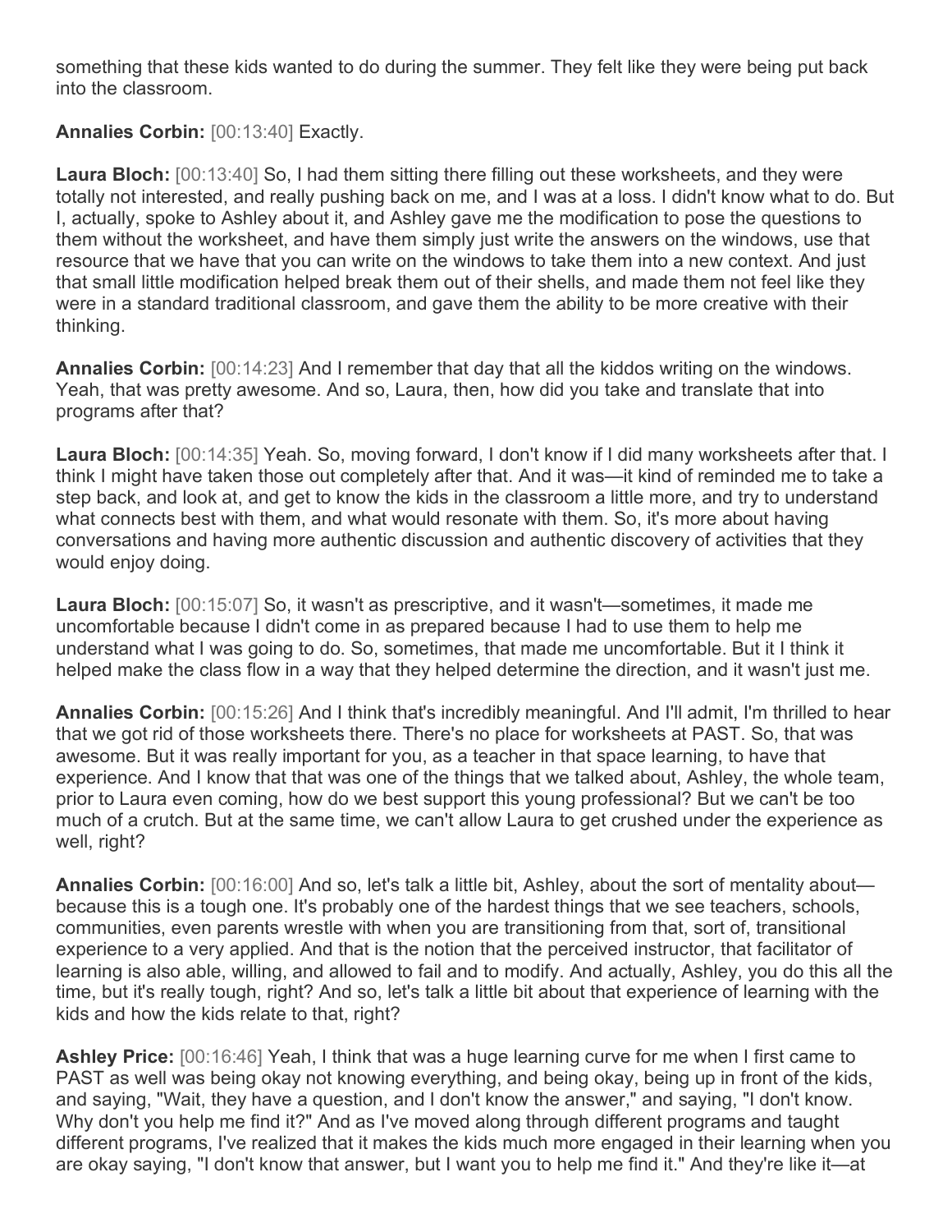something that these kids wanted to do during the summer. They felt like they were being put back into the classroom.

**Annalies Corbin:** [00:13:40] Exactly.

**Laura Bloch:** [00:13:40] So, I had them sitting there filling out these worksheets, and they were totally not interested, and really pushing back on me, and I was at a loss. I didn't know what to do. But I, actually, spoke to Ashley about it, and Ashley gave me the modification to pose the questions to them without the worksheet, and have them simply just write the answers on the windows, use that resource that we have that you can write on the windows to take them into a new context. And just that small little modification helped break them out of their shells, and made them not feel like they were in a standard traditional classroom, and gave them the ability to be more creative with their thinking.

**Annalies Corbin:** [00:14:23] And I remember that day that all the kiddos writing on the windows. Yeah, that was pretty awesome. And so, Laura, then, how did you take and translate that into programs after that?

**Laura Bloch:** [00:14:35] Yeah. So, moving forward, I don't know if I did many worksheets after that. I think I might have taken those out completely after that. And it was—it kind of reminded me to take a step back, and look at, and get to know the kids in the classroom a little more, and try to understand what connects best with them, and what would resonate with them. So, it's more about having conversations and having more authentic discussion and authentic discovery of activities that they would enjoy doing.

**Laura Bloch:** [00:15:07] So, it wasn't as prescriptive, and it wasn't—sometimes, it made me uncomfortable because I didn't come in as prepared because I had to use them to help me understand what I was going to do. So, sometimes, that made me uncomfortable. But it I think it helped make the class flow in a way that they helped determine the direction, and it wasn't just me.

**Annalies Corbin:** [00:15:26] And I think that's incredibly meaningful. And I'll admit, I'm thrilled to hear that we got rid of those worksheets there. There's no place for worksheets at PAST. So, that was awesome. But it was really important for you, as a teacher in that space learning, to have that experience. And I know that that was one of the things that we talked about, Ashley, the whole team, prior to Laura even coming, how do we best support this young professional? But we can't be too much of a crutch. But at the same time, we can't allow Laura to get crushed under the experience as well, right?

**Annalies Corbin:** [00:16:00] And so, let's talk a little bit, Ashley, about the sort of mentality about—because this is a tough one. It's probably one of the hardest things that we see teachers, schools, communities, even parents wrestle with when you are transitioning from that, sort of, transitional experience to a very applied. And that is the notion that the perceived instructor, that facilitator of learning is also able, willing, and allowed to fail and to modify. And actually, Ashley, you do this all the time, but it's really tough, right? And so, let's talk a little bit about that experience of learning with the kids and how the kids relate to that, right?

**Ashley Price:** [00:16:46] Yeah, I think that was a huge learning curve for me when I first came to PAST as well was being okay not knowing everything, and being okay, being up in front of the kids, and saying, "Wait, they have a question, and I don't know the answer," and saying, "I don't know. Why don't you help me find it?" And as I've moved along through different programs and taught different programs, I've realized that it makes the kids much more engaged in their learning when you are okay saying, "I don't know that answer, but I want you to help me find it." And they're like it—at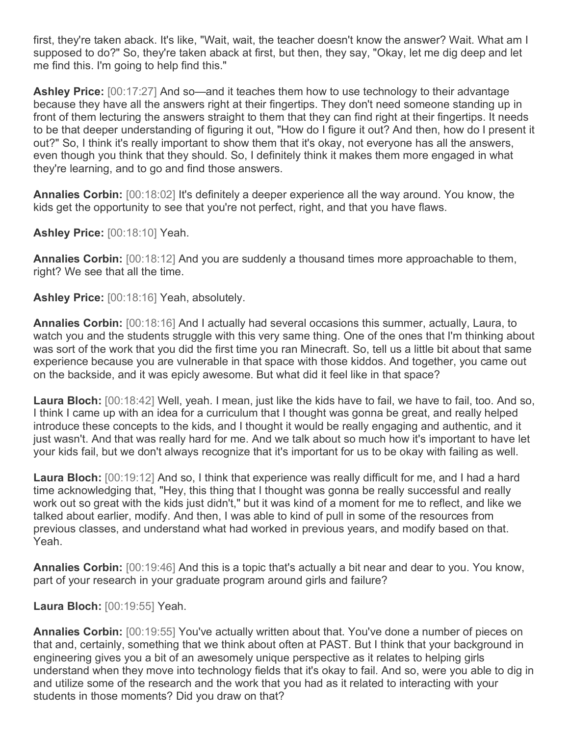first, they're taken aback. It's like, "Wait, wait, the teacher doesn't know the answer? Wait. What am I supposed to do?" So, they're taken aback at first, but then, they say, "Okay, let me dig deep and let me find this. I'm going to help find this."

**Ashley Price:** [00:17:27] And so—and it teaches them how to use technology to their advantage because they have all the answers right at their fingertips. They don't need someone standing up in front of them lecturing the answers straight to them that they can find right at their fingertips. It needs to be that deeper understanding of figuring it out, "How do I figure it out? And then, how do I present it out?" So, I think it's really important to show them that it's okay, not everyone has all the answers, even though you think that they should. So, I definitely think it makes them more engaged in what they're learning, and to go and find those answers.

**Annalies Corbin:** [00:18:02] It's definitely a deeper experience all the way around. You know, the kids get the opportunity to see that you're not perfect, right, and that you have flaws.

**Ashley Price:** [00:18:10] Yeah.

**Annalies Corbin:** [00:18:12] And you are suddenly a thousand times more approachable to them, right? We see that all the time.

**Ashley Price:** [00:18:16] Yeah, absolutely.

**Annalies Corbin:** [00:18:16] And I actually had several occasions this summer, actually, Laura, to watch you and the students struggle with this very same thing. One of the ones that I'm thinking about was sort of the work that you did the first time you ran Minecraft. So, tell us a little bit about that same experience because you are vulnerable in that space with those kiddos. And together, you came out on the backside, and it was epicly awesome. But what did it feel like in that space?

**Laura Bloch:** [00:18:42] Well, yeah. I mean, just like the kids have to fail, we have to fail, too. And so, I think I came up with an idea for a curriculum that I thought was gonna be great, and really helped introduce these concepts to the kids, and I thought it would be really engaging and authentic, and it just wasn't. And that was really hard for me. And we talk about so much how it's important to have let your kids fail, but we don't always recognize that it's important for us to be okay with failing as well.

**Laura Bloch:** [00:19:12] And so, I think that experience was really difficult for me, and I had a hard time acknowledging that, "Hey, this thing that I thought was gonna be really successful and really work out so great with the kids just didn't," but it was kind of a moment for me to reflect, and like we talked about earlier, modify. And then, I was able to kind of pull in some of the resources from previous classes, and understand what had worked in previous years, and modify based on that. Yeah.

**Annalies Corbin:** [00:19:46] And this is a topic that's actually a bit near and dear to you. You know, part of your research in your graduate program around girls and failure?

**Laura Bloch:** [00:19:55] Yeah.

**Annalies Corbin:** [00:19:55] You've actually written about that. You've done a number of pieces on that and, certainly, something that we think about often at PAST. But I think that your background in engineering gives you a bit of an awesomely unique perspective as it relates to helping girls understand when they move into technology fields that it's okay to fail. And so, were you able to dig in and utilize some of the research and the work that you had as it related to interacting with your students in those moments? Did you draw on that?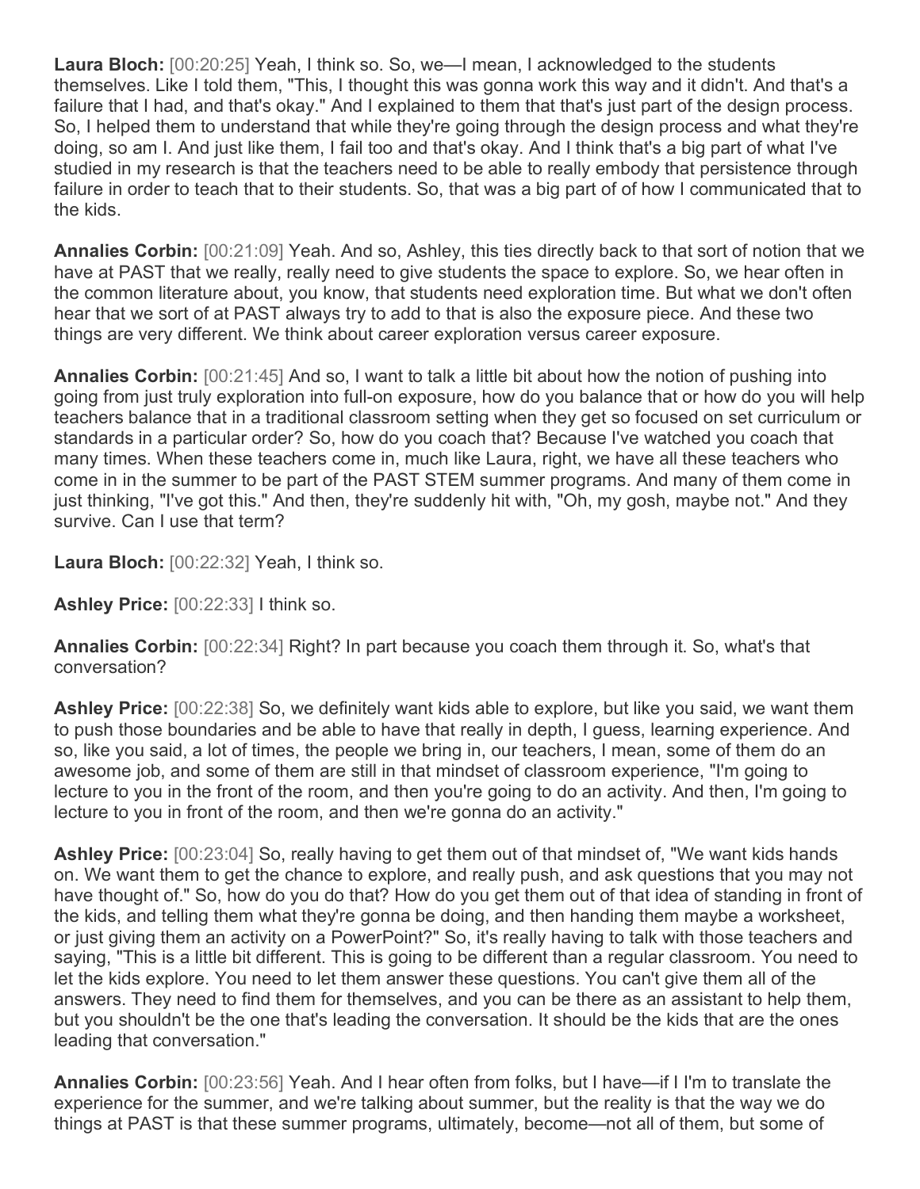**Laura Bloch:** [00:20:25] Yeah, I think so. So, we—I mean, I acknowledged to the students themselves. Like I told them, "This, I thought this was gonna work this way and it didn't. And that's a failure that I had, and that's okay." And I explained to them that that's just part of the design process. So, I helped them to understand that while they're going through the design process and what they're doing, so am I. And just like them, I fail too and that's okay. And I think that's a big part of what I've studied in my research is that the teachers need to be able to really embody that persistence through failure in order to teach that to their students. So, that was a big part of of how I communicated that to the kids.

**Annalies Corbin:** [00:21:09] Yeah. And so, Ashley, this ties directly back to that sort of notion that we have at PAST that we really, really need to give students the space to explore. So, we hear often in the common literature about, you know, that students need exploration time. But what we don't often hear that we sort of at PAST always try to add to that is also the exposure piece. And these two things are very different. We think about career exploration versus career exposure.

**Annalies Corbin:** [00:21:45] And so, I want to talk a little bit about how the notion of pushing into going from just truly exploration into full-on exposure, how do you balance that or how do you will help teachers balance that in a traditional classroom setting when they get so focused on set curriculum or standards in a particular order? So, how do you coach that? Because I've watched you coach that many times. When these teachers come in, much like Laura, right, we have all these teachers who come in in the summer to be part of the PAST STEM summer programs. And many of them come in just thinking, "I've got this." And then, they're suddenly hit with, "Oh, my gosh, maybe not." And they survive. Can I use that term?

**Laura Bloch:** [00:22:32] Yeah, I think so.

**Ashley Price:** [00:22:33] I think so.

**Annalies Corbin:** [00:22:34] Right? In part because you coach them through it. So, what's that conversation?

**Ashley Price:** [00:22:38] So, we definitely want kids able to explore, but like you said, we want them to push those boundaries and be able to have that really in depth, I guess, learning experience. And so, like you said, a lot of times, the people we bring in, our teachers, I mean, some of them do an awesome job, and some of them are still in that mindset of classroom experience, "I'm going to lecture to you in the front of the room, and then you're going to do an activity. And then, I'm going to lecture to you in front of the room, and then we're gonna do an activity."

**Ashley Price:** [00:23:04] So, really having to get them out of that mindset of, "We want kids hands on. We want them to get the chance to explore, and really push, and ask questions that you may not have thought of." So, how do you do that? How do you get them out of that idea of standing in front of the kids, and telling them what they're gonna be doing, and then handing them maybe a worksheet, or just giving them an activity on a PowerPoint?" So, it's really having to talk with those teachers and saying, "This is a little bit different. This is going to be different than a regular classroom. You need to let the kids explore. You need to let them answer these questions. You can't give them all of the answers. They need to find them for themselves, and you can be there as an assistant to help them, but you shouldn't be the one that's leading the conversation. It should be the kids that are the ones leading that conversation."

**Annalies Corbin:** [00:23:56] Yeah. And I hear often from folks, but I have—if I I'm to translate the experience for the summer, and we're talking about summer, but the reality is that the way we do things at PAST is that these summer programs, ultimately, become—not all of them, but some of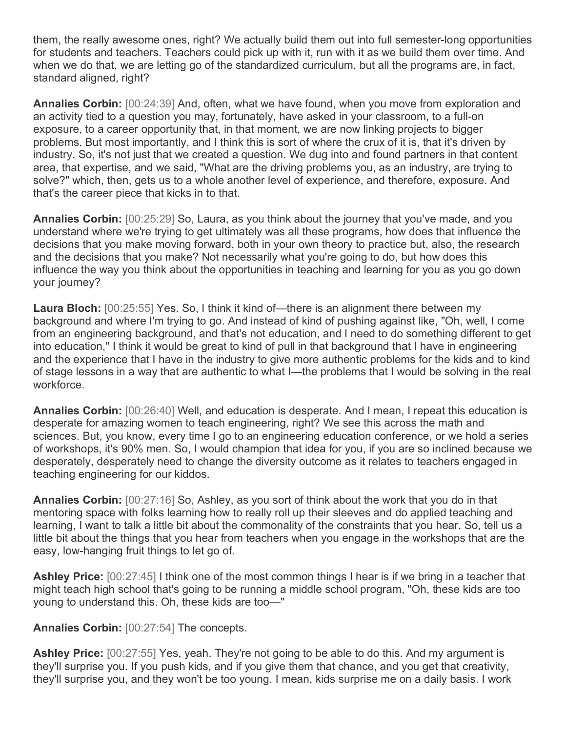them, the really awesome ones, right? We actually build them out into full semester-long opportunities for students and teachers. Teachers could pick up with it, run with it as we build them over time. And when we do that, we are letting go of the standardized curriculum, but all the programs are, in fact, standard aligned, right?

**Annalies Corbin:** [00:24:39] And, often, what we have found, when you move from exploration and an activity tied to a question you may, fortunately, have asked in your classroom, to a full-on exposure, to a career opportunity that, in that moment, we are now linking projects to bigger problems. But most importantly, and I think this is sort of where the crux of it is, that it's driven by industry. So, it's not just that we created a question. We dug into and found partners in that content area, that expertise, and we said, "What are the driving problems you, as an industry, are trying to solve?" which, then, gets us to a whole another level of experience, and therefore, exposure. And that's the career piece that kicks in to that.

**Annalies Corbin:** [00:25:29] So, Laura, as you think about the journey that you've made, and you understand where we're trying to get ultimately was all these programs, how does that influence the decisions that you make moving forward, both in your own theory to practice but, also, the research and the decisions that you make? Not necessarily what you're going to do, but how does this influence the way you think about the opportunities in teaching and learning for you as you go down your journey?

**Laura Bloch:** [00:25:55] Yes. So, I think it kind of—there is an alignment there between my background and where I'm trying to go. And instead of kind of pushing against like, "Oh, well, I come from an engineering background, and that's not education, and I need to do something different to get into education," I think it would be great to kind of pull in that background that I have in engineering and the experience that I have in the industry to give more authentic problems for the kids and to kind of stage lessons in a way that are authentic to what I—the problems that I would be solving in the real workforce.

**Annalies Corbin:** [00:26:40] Well, and education is desperate. And I mean, I repeat this education is desperate for amazing women to teach engineering, right? We see this across the math and sciences. But, you know, every time I go to an engineering education conference, or we hold a series of workshops, it's 90% men. So, I would champion that idea for you, if you are so inclined because we desperately, desperately need to change the diversity outcome as it relates to teachers engaged in teaching engineering for our kiddos.

**Annalies Corbin:** [00:27:16] So, Ashley, as you sort of think about the work that you do in that mentoring space with folks learning how to really roll up their sleeves and do applied teaching and learning, I want to talk a little bit about the commonality of the constraints that you hear. So, tell us a little bit about the things that you hear from teachers when you engage in the workshops that are the easy, low-hanging fruit things to let go of.

**Ashley Price:** [00:27:45] I think one of the most common things I hear is if we bring in a teacher that might teach high school that's going to be running a middle school program, "Oh, these kids are too young to understand this. Oh, these kids are too—"

**Annalies Corbin:** [00:27:54] The concepts.

**Ashley Price:** [00:27:55] Yes, yeah. They're not going to be able to do this. And my argument is they'll surprise you. If you push kids, and if you give them that chance, and you get that creativity, they'll surprise you, and they won't be too young. I mean, kids surprise me on a daily basis. I work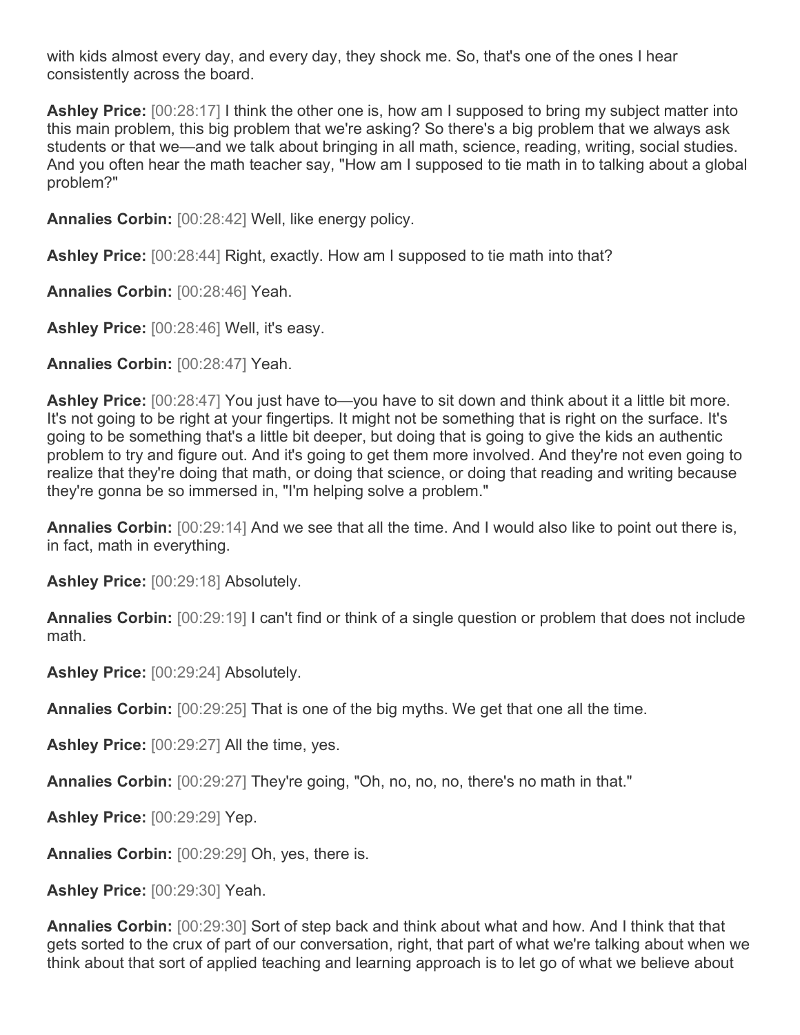with kids almost every day, and every day, they shock me. So, that's one of the ones I hear consistently across the board.

**Ashley Price:** [00:28:17] I think the other one is, how am I supposed to bring my subject matter into this main problem, this big problem that we're asking? So there's a big problem that we always ask students or that we—and we talk about bringing in all math, science, reading, writing, social studies. And you often hear the math teacher say, "How am I supposed to tie math in to talking about a global problem?"

**Annalies Corbin:** [00:28:42] Well, like energy policy.

**Ashley Price:** [00:28:44] Right, exactly. How am I supposed to tie math into that?

**Annalies Corbin:** [00:28:46] Yeah.

**Ashley Price:** [00:28:46] Well, it's easy.

**Annalies Corbin:** [00:28:47] Yeah.

**Ashley Price:** [00:28:47] You just have to—you have to sit down and think about it a little bit more. It's not going to be right at your fingertips. It might not be something that is right on the surface. It's going to be something that's a little bit deeper, but doing that is going to give the kids an authentic problem to try and figure out. And it's going to get them more involved. And they're not even going to realize that they're doing that math, or doing that science, or doing that reading and writing because they're gonna be so immersed in, "I'm helping solve a problem."

**Annalies Corbin:** [00:29:14] And we see that all the time. And I would also like to point out there is, in fact, math in everything.

**Ashley Price:** [00:29:18] Absolutely.

**Annalies Corbin:** [00:29:19] I can't find or think of a single question or problem that does not include math.

**Ashley Price:** [00:29:24] Absolutely.

**Annalies Corbin:** [00:29:25] That is one of the big myths. We get that one all the time.

**Ashley Price:** [00:29:27] All the time, yes.

**Annalies Corbin:** [00:29:27] They're going, "Oh, no, no, no, there's no math in that."

**Ashley Price:** [00:29:29] Yep.

**Annalies Corbin:** [00:29:29] Oh, yes, there is.

**Ashley Price:** [00:29:30] Yeah.

**Annalies Corbin:** [00:29:30] Sort of step back and think about what and how. And I think that that gets sorted to the crux of part of our conversation, right, that part of what we're talking about when we think about that sort of applied teaching and learning approach is to let go of what we believe about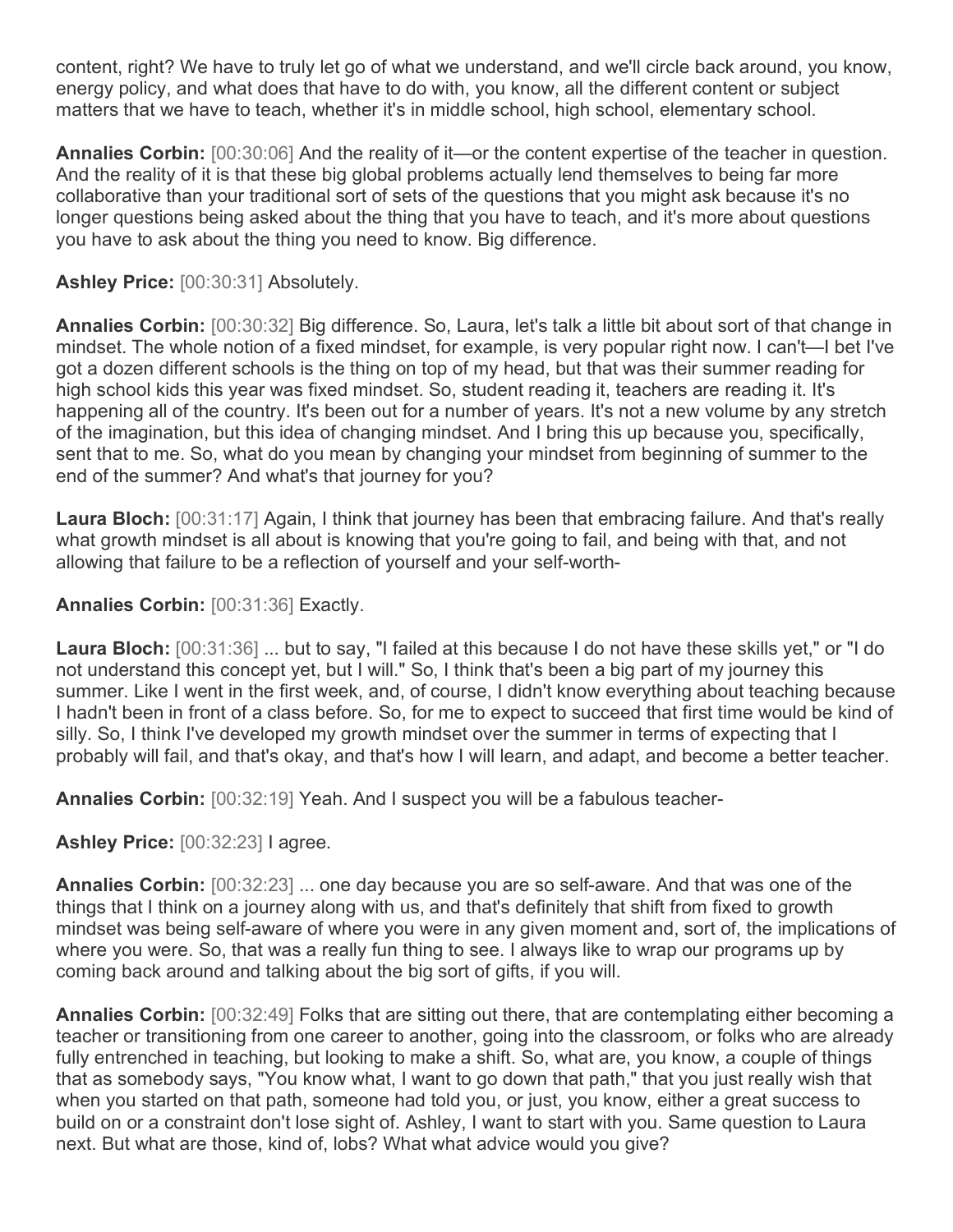content, right? We have to truly let go of what we understand, and we'll circle back around, you know, energy policy, and what does that have to do with, you know, all the different content or subject matters that we have to teach, whether it's in middle school, high school, elementary school.

**Annalies Corbin:** [00:30:06] And the reality of it—or the content expertise of the teacher in question. And the reality of it is that these big global problems actually lend themselves to being far more collaborative than your traditional sort of sets of the questions that you might ask because it's no longer questions being asked about the thing that you have to teach, and it's more about questions you have to ask about the thing you need to know. Big difference.

**Ashley Price:** [00:30:31] Absolutely.

**Annalies Corbin:** [00:30:32] Big difference. So, Laura, let's talk a little bit about sort of that change in mindset. The whole notion of a fixed mindset, for example, is very popular right now. I can't—I bet I've got a dozen different schools is the thing on top of my head, but that was their summer reading for high school kids this year was fixed mindset. So, student reading it, teachers are reading it. It's happening all of the country. It's been out for a number of years. It's not a new volume by any stretch of the imagination, but this idea of changing mindset. And I bring this up because you, specifically, sent that to me. So, what do you mean by changing your mindset from beginning of summer to the end of the summer? And what's that journey for you?

**Laura Bloch:** [00:31:17] Again, I think that journey has been that embracing failure. And that's really what growth mindset is all about is knowing that you're going to fail, and being with that, and not allowing that failure to be a reflection of yourself and your self-worth-

**Annalies Corbin:** [00:31:36] Exactly.

**Laura Bloch:** [00:31:36] ... but to say, "I failed at this because I do not have these skills yet," or "I do not understand this concept yet, but I will." So, I think that's been a big part of my journey this summer. Like I went in the first week, and, of course, I didn't know everything about teaching because I hadn't been in front of a class before. So, for me to expect to succeed that first time would be kind of silly. So, I think I've developed my growth mindset over the summer in terms of expecting that I probably will fail, and that's okay, and that's how I will learn, and adapt, and become a better teacher.

**Annalies Corbin:** [00:32:19] Yeah. And I suspect you will be a fabulous teacher-

**Ashley Price:** [00:32:23] I agree.

**Annalies Corbin:** [00:32:23] ... one day because you are so self-aware. And that was one of the things that I think on a journey along with us, and that's definitely that shift from fixed to growth mindset was being self-aware of where you were in any given moment and, sort of, the implications of where you were. So, that was a really fun thing to see. I always like to wrap our programs up by coming back around and talking about the big sort of gifts, if you will.

**Annalies Corbin:** [00:32:49] Folks that are sitting out there, that are contemplating either becoming a teacher or transitioning from one career to another, going into the classroom, or folks who are already fully entrenched in teaching, but looking to make a shift. So, what are, you know, a couple of things that as somebody says, "You know what, I want to go down that path," that you just really wish that when you started on that path, someone had told you, or just, you know, either a great success to build on or a constraint don't lose sight of. Ashley, I want to start with you. Same question to Laura next. But what are those, kind of, lobs? What what advice would you give?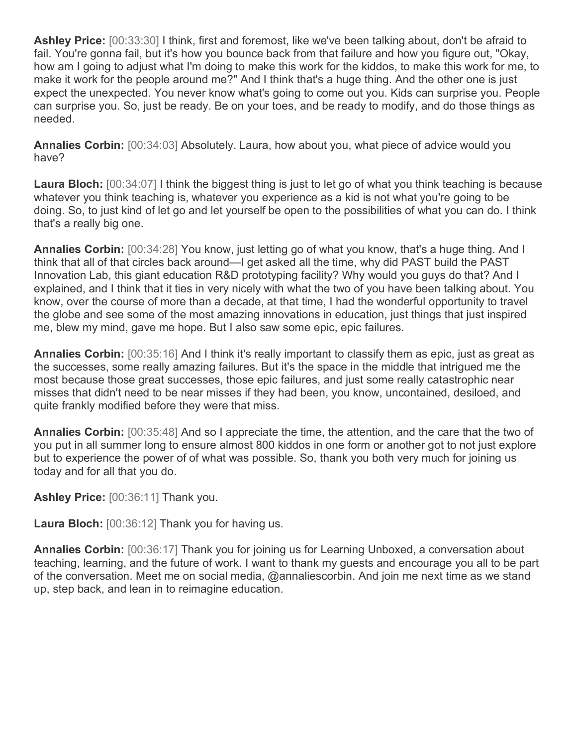**Ashley Price:** [00:33:30] I think, first and foremost, like we've been talking about, don't be afraid to fail. You're gonna fail, but it's how you bounce back from that failure and how you figure out, "Okay, how am I going to adjust what I'm doing to make this work for the kiddos, to make this work for me, to make it work for the people around me?" And I think that's a huge thing. And the other one is just expect the unexpected. You never know what's going to come out you. Kids can surprise you. People can surprise you. So, just be ready. Be on your toes, and be ready to modify, and do those things as needed.

**Annalies Corbin:** [00:34:03] Absolutely. Laura, how about you, what piece of advice would you have?

**Laura Bloch:** [00:34:07] I think the biggest thing is just to let go of what you think teaching is because whatever you think teaching is, whatever you experience as a kid is not what you're going to be doing. So, to just kind of let and let yourself be open to the possibilities of what you can do. I think that's a really big one.

**Annalies Corbin:** [00:34:28] You know, just letting go of what you know, that's a huge thing. And I think that all of that circles back around—I get asked all the time, why did PAST build the PAST Innovation Lab, this giant education R&D prototyping facility? Why would you guys do that? And I explained, and I think that it ties in very nicely with what the two of you have been talking about. You know, over the course of more than a decade, at that time, I had the wonderful opportunity to travel the globe and see some of the most amazing innovations in education, just things that just inspired me, blew my mind, gave me hope. But I also saw some epic, epic failures.

**Annalies Corbin:** [00:35:16] And I think it's really important to classify them as epic, just as great as the successes, some really amazing failures. But it's the space in the middle that intrigued me the most because those great successes, those epic failures, and just some really catastrophic near misses that didn't need to be near misses if they had been, you know, uncontained, desiloed, and quite frankly modified before they were that miss.

**Annalies Corbin:** [00:35:48] And so I appreciate the time, the attention, and the care that the two of you put in all summer long to ensure almost 800 kiddos in one form or another got to not just explore but to experience the power of of what was possible. So, thank you both very much for joining us today and for all that you do.

**Ashley Price:** [00:36:11] Thank you.

**Laura Bloch:** [00:36:12] Thank you for having us.

**Annalies Corbin:** [00:36:17] Thank you for joining us for Learning Unboxed, a conversation about teaching, learning, and the future of work. I want to thank my guests and encourage you all to be part of the conversation. Meet me on social media, @annaliescorbin. And join me next time as we stand up, step back, and lean in to reimagine education.